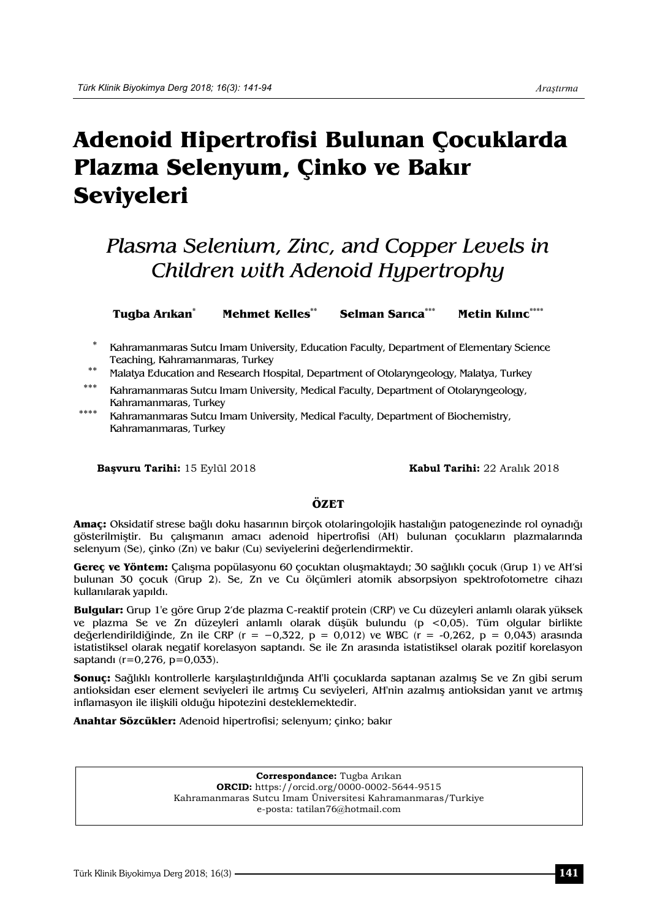# Adenoid Hipertrofisi Bulunan Çocuklarda Plazma Selenyum, Çinko ve Bakır Seviyeleri

## *Plasma Selenium, Zinc, and Copper Levels in Children with Adenoid Hypertrophy*

**Tugba Arıkan**[*] **Mehmet Kelles**[**] **Selman Sarıca**[***] **Metin Kılınc**[****]

[*] Kahramanmaras Sutcu Imam University, Education Faculty, Department of Elementary Science Teaching, Kahramanmaras, Turkey

[**] Malatya Education and Research Hospital, Department of Otolaryngeology, Malatya, Turkey

[***] Kahramanmaras Sutcu Imam University, Medical Faculty, Department of Otolaryngeology, Kahramanmaras, Turkey

[****] Kahramanmaras Sutcu Imam University, Medical Faculty, Department of Biochemistry, Kahramanmaras, Turkey

**Başvuru Tarihi:** 15 Eylül 2018 **Kabul Tarihi:** 22 Aralık 2018

## ÖZET

**Amaç:** Oksidatif strese bağlı doku hasarının birçok otolaringolojik hastalığın patogenezinde rol oynadığı gösterilmiştir. Bu çalışmanın amacı adenoid hipertrofisi (AH) bulunan çocukların plazmalarında selenyum (Se), çinko (Zn) ve bakır (Cu) seviyelerini değerlendirmektir.

**Gereç ve Yöntem:** Çalışma popülasyonu 60 çocuktan oluşmaktaydı; 30 sağlıklı çocuk (Grup 1) ve AH'si bulunan 30 çocuk (Grup 2). Se, Zn ve Cu ölçümleri atomik absorpsiyon spektrofotometre cihazı kullanılarak yapıldı.

**Bulgular:** Grup 1'e göre Grup 2'de plazma C-reaktif protein (CRP) ve Cu düzeyleri anlamlı olarak yüksek ve plazma Se ve Zn düzeyleri anlamlı olarak düşük bulundu ($p < 0,05$). Tüm olgular birlikte değerlendirildiğinde, Zn ile CRP ($r = -0,322$, $p = 0,012$) ve WBC ($r = -0,262$, $p = 0,043$) arasında istatistiksel olarak negatif korelasyon saptandı. Se ile Zn arasında istatistiksel olarak pozitif korelasyon saptandı ($r=0,276$, $p=0,033$).

**Sonuç:** Sağlıklı kontrollerle karşılaştırıldığında AH'li çocuklarda saptanan azalmış Se ve Zn gibi serum antioksidan eser element seviyeleri ile artmış Cu seviyeleri, AH'nin azalmış antioksidan yanıt ve artmış inflamasyon ile ilişkili olduğu hipotezini desteklemektedir.

**Anahtar Sözcükler:** Adenoid hipertrofisi; selenyum; çinko; bakır

**Correspondance:** Tugba Arıkan
**ORCID:** https://orcid.org/0000-0002-5644-9515
Kahramanmaras Sutcu Imam Üniversitesi Kahramanmaras/Turkiye
e-posta: tatilan76@hotmail.com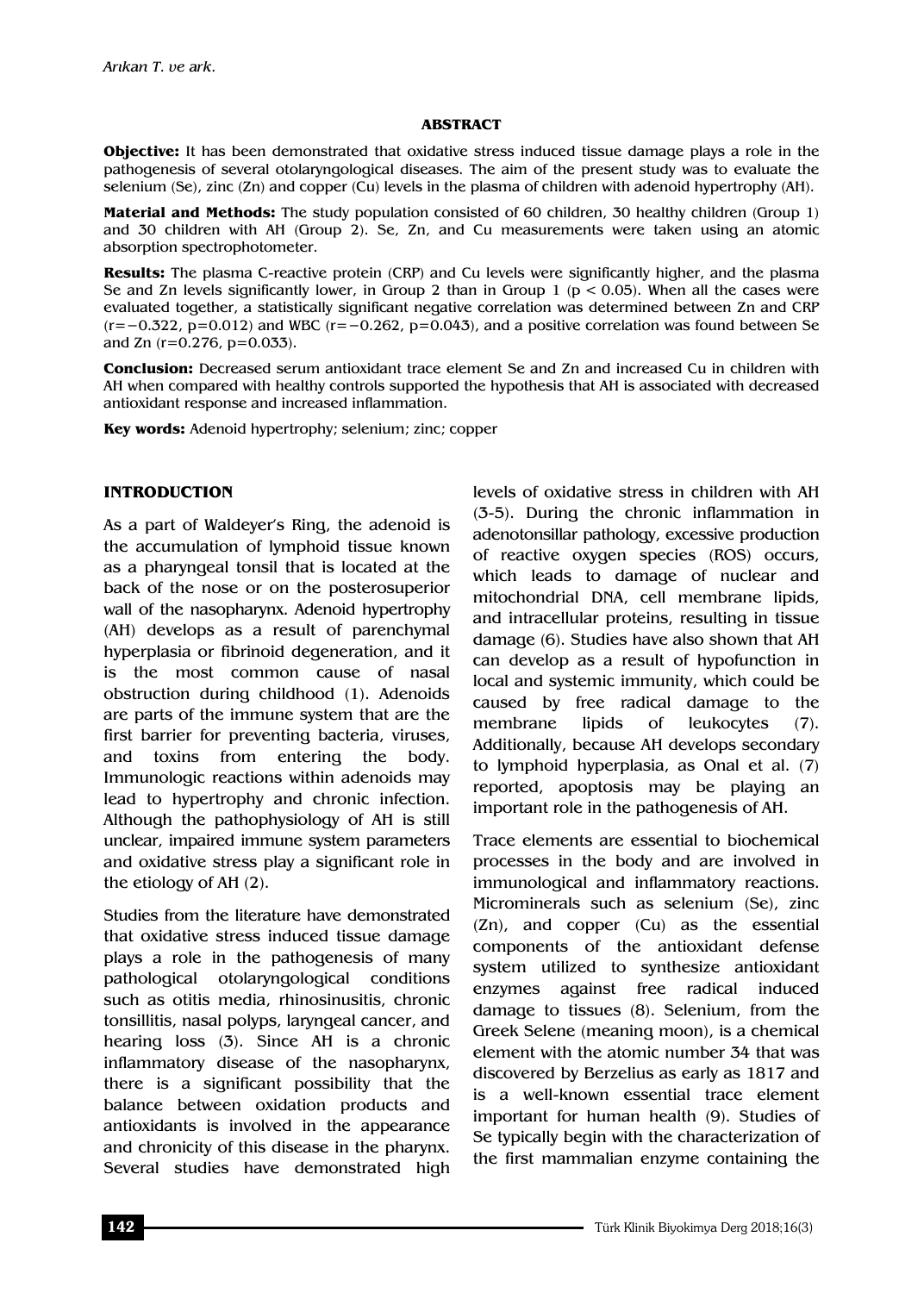## ABSTRACT

**Objective:** It has been demonstrated that oxidative stress induced tissue damage plays a role in the pathogenesis of several otolaryngological diseases. The aim of the present study was to evaluate the selenium (Se), zinc (Zn) and copper (Cu) levels in the plasma of children with adenoid hypertrophy (AH).

**Material and Methods:** The study population consisted of 60 children, 30 healthy children (Group 1) and 30 children with AH (Group 2). Se, Zn, and Cu measurements were taken using an atomic absorption spectrophotometer.

**Results:** The plasma C-reactive protein (CRP) and Cu levels were significantly higher, and the plasma Se and Zn levels significantly lower, in Group 2 than in Group 1 ($p < 0.05$). When all the cases were evaluated together, a statistically significant negative correlation was determined between Zn and CRP ($r=-0.322$, $p=0.012$) and WBC ($r=-0.262$, $p=0.043$), and a positive correlation was found between Se and Zn ($r=0.276$, $p=0.033$).

**Conclusion:** Decreased serum antioxidant trace element Se and Zn and increased Cu in children with AH when compared with healthy controls supported the hypothesis that AH is associated with decreased antioxidant response and increased inflammation.

**Key words:** Adenoid hypertrophy; selenium; zinc; copper

## INTRODUCTION

As a part of Waldeyer's Ring, the adenoid is the accumulation of lymphoid tissue known as a pharyngeal tonsil that is located at the back of the nose or on the posterosuperior wall of the nasopharynx. Adenoid hypertrophy (AH) develops as a result of parenchymal hyperplasia or fibrinoid degeneration, and it is the most common cause of nasal obstruction during childhood (1). Adenoids are parts of the immune system that are the first barrier for preventing bacteria, viruses, and toxins from entering the body. Immunologic reactions within adenoids may lead to hypertrophy and chronic infection. Although the pathophysiology of AH is still unclear, impaired immune system parameters and oxidative stress play a significant role in the etiology of AH (2).

Studies from the literature have demonstrated that oxidative stress induced tissue damage plays a role in the pathogenesis of many pathological otolaryngological conditions such as otitis media, rhinosinusitis, chronic tonsillitis, nasal polyps, laryngeal cancer, and hearing loss (3). Since AH is a chronic inflammatory disease of the nasopharynx, there is a significant possibility that the balance between oxidation products and antioxidants is involved in the appearance and chronicity of this disease in the pharynx. Several studies have demonstrated high levels of oxidative stress in children with AH (3-5). During the chronic inflammation in adenotonsillar pathology, excessive production of reactive oxygen species (ROS) occurs, which leads to damage of nuclear and mitochondrial DNA, cell membrane lipids, and intracellular proteins, resulting in tissue damage (6). Studies have also shown that AH can develop as a result of hypofunction in local and systemic immunity, which could be caused by free radical damage to the membrane lipids of leukocytes (7). Additionally, because AH develops secondary to lymphoid hyperplasia, as Onal et al. (7) reported, apoptosis may be playing an important role in the pathogenesis of AH.

Trace elements are essential to biochemical processes in the body and are involved in immunological and inflammatory reactions. Microminerals such as selenium (Se), zinc (Zn), and copper (Cu) as the essential components of the antioxidant defense system utilized to synthesize antioxidant enzymes against free radical induced damage to tissues (8). Selenium, from the Greek Selene (meaning moon), is a chemical element with the atomic number 34 that was discovered by Berzelius as early as 1817 and is a well-known essential trace element important for human health (9). Studies of Se typically begin with the characterization of the first mammalian enzyme containing the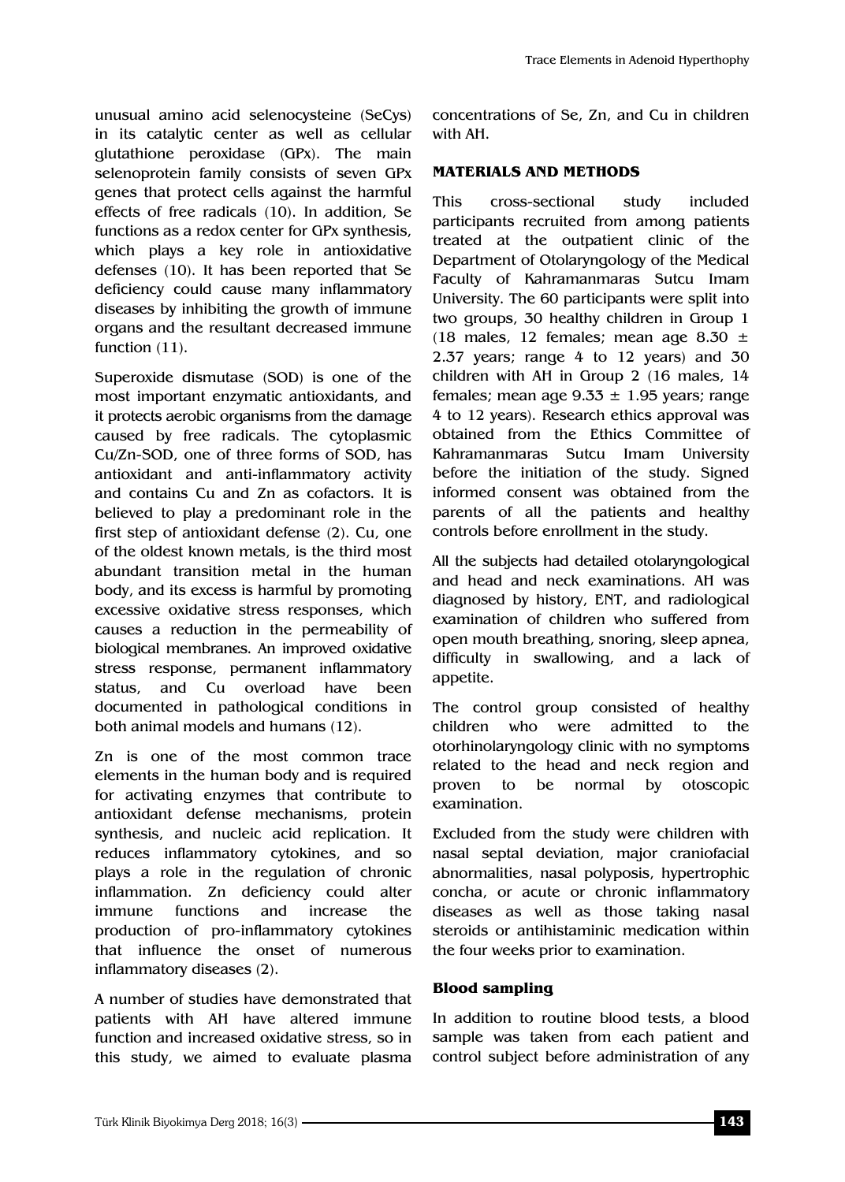unusual amino acid selenocysteine (SeCys) in its catalytic center as well as cellular glutathione peroxidase (GPx). The main selenoprotein family consists of seven GPx genes that protect cells against the harmful effects of free radicals (10). In addition, Se functions as a redox center for GPx synthesis, which plays a key role in antioxidative defenses (10). It has been reported that Se deficiency could cause many inflammatory diseases by inhibiting the growth of immune organs and the resultant decreased immune function (11).

Superoxide dismutase (SOD) is one of the most important enzymatic antioxidants, and it protects aerobic organisms from the damage caused by free radicals. The cytoplasmic Cu/Zn-SOD, one of three forms of SOD, has antioxidant and anti-inflammatory activity and contains Cu and Zn as cofactors. It is believed to play a predominant role in the first step of antioxidant defense (2). Cu, one of the oldest known metals, is the third most abundant transition metal in the human body, and its excess is harmful by promoting excessive oxidative stress responses, which causes a reduction in the permeability of biological membranes. An improved oxidative stress response, permanent inflammatory status, and Cu overload have been documented in pathological conditions in both animal models and humans (12).

Zn is one of the most common trace elements in the human body and is required for activating enzymes that contribute to antioxidant defense mechanisms, protein synthesis, and nucleic acid replication. It reduces inflammatory cytokines, and so plays a role in the regulation of chronic inflammation. Zn deficiency could alter immune functions and increase the production of pro-inflammatory cytokines that influence the onset of numerous inflammatory diseases (2).

A number of studies have demonstrated that patients with AH have altered immune function and increased oxidative stress, so in this study, we aimed to evaluate plasma concentrations of Se, Zn, and Cu in children with AH.

## MATERIALS AND METHODS

This cross-sectional study included participants recruited from among patients treated at the outpatient clinic of the Department of Otolaryngology of the Medical Faculty of Kahramanmaras Sutcu Imam University. The 60 participants were split into two groups, 30 healthy children in Group 1 (18 males, 12 females; mean age $8.30 \pm 2.37$ years; range 4 to 12 years) and 30 children with AH in Group 2 (16 males, 14 females; mean age $9.33 \pm 1.95$ years; range 4 to 12 years). Research ethics approval was obtained from the Ethics Committee of Kahramanmaras Sutcu Imam University before the initiation of the study. Signed informed consent was obtained from the parents of all the patients and healthy controls before enrollment in the study.

All the subjects had detailed otolaryngological and head and neck examinations. AH was diagnosed by history, ENT, and radiological examination of children who suffered from open mouth breathing, snoring, sleep apnea, difficulty in swallowing, and a lack of appetite.

The control group consisted of healthy children who were admitted to the otorhinolaryngology clinic with no symptoms related to the head and neck region and proven to be normal by otoscopic examination.

Excluded from the study were children with nasal septal deviation, major craniofacial abnormalities, nasal polyposis, hypertrophic concha, or acute or chronic inflammatory diseases as well as those taking nasal steroids or antihistaminic medication within the four weeks prior to examination.

### Blood sampling

In addition to routine blood tests, a blood sample was taken from each patient and control subject before administration of any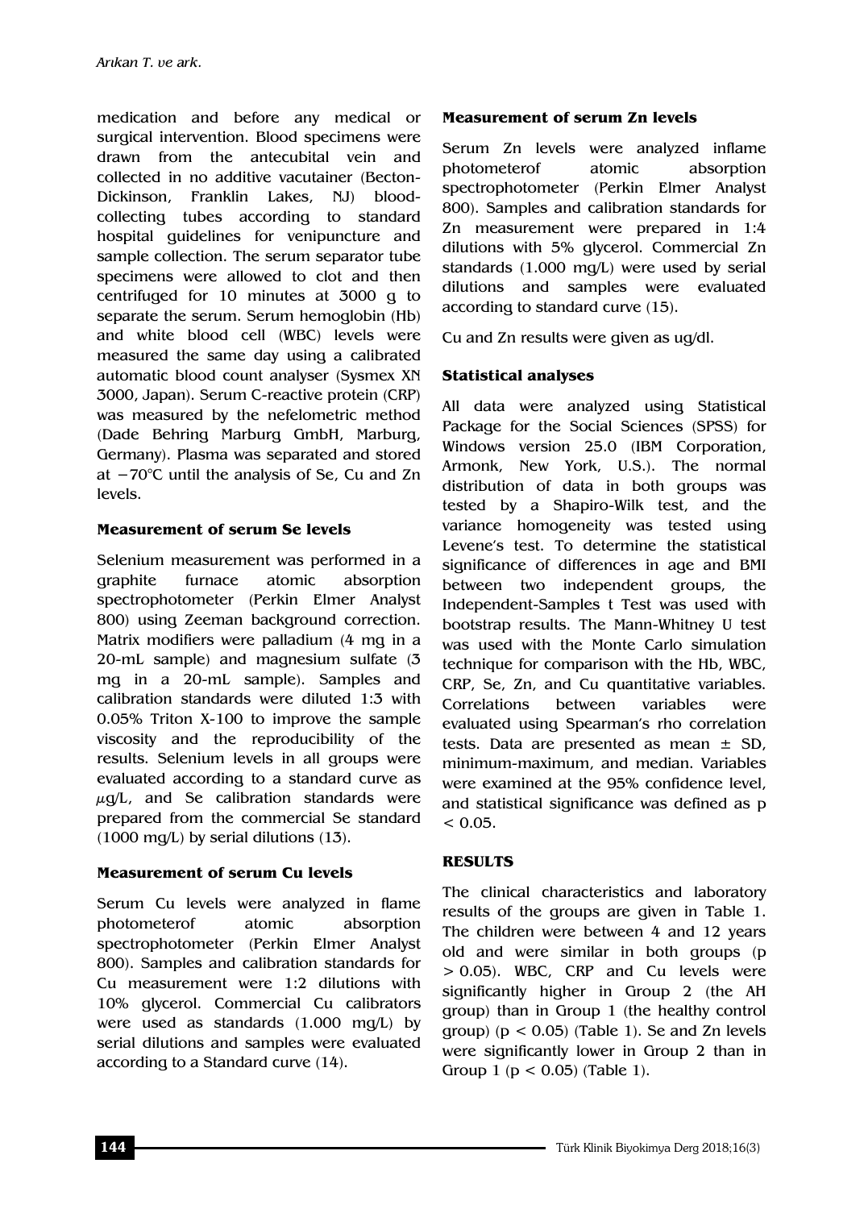medication and before any medical or surgical intervention. Blood specimens were drawn from the antecubital vein and collected in no additive vacutainer (Becton-Dickinson, Franklin Lakes, NJ) blood-collecting tubes according to standard hospital guidelines for venipuncture and sample collection. The serum separator tube specimens were allowed to clot and then centrifuged for 10 minutes at 3000 g to separate the serum. Serum hemoglobin (Hb) and white blood cell (WBC) levels were measured the same day using a calibrated automatic blood count analyser (Sysmex XN 3000, Japan). Serum C-reactive protein (CRP) was measured by the nefelometric method (Dade Behring Marburg GmbH, Marburg, Germany). Plasma was separated and stored at −70°C until the analysis of Se, Cu and Zn levels.

### Measurement of serum Se levels

Selenium measurement was performed in a graphite furnace atomic absorption spectrophotometer (Perkin Elmer Analyst 800) using Zeeman background correction. Matrix modifiers were palladium (4 mg in a 20-mL sample) and magnesium sulfate (3 mg in a 20-mL sample). Samples and calibration standards were diluted 1:3 with 0.05% Triton X-100 to improve the sample viscosity and the reproducibility of the results. Selenium levels in all groups were evaluated according to a standard curve as μg/L, and Se calibration standards were prepared from the commercial Se standard (1000 mg/L) by serial dilutions (13).

### Measurement of serum Cu levels

Serum Cu levels were analyzed in flame photometerof atomic absorption spectrophotometer (Perkin Elmer Analyst 800). Samples and calibration standards for Cu measurement were 1:2 dilutions with 10% glycerol. Commercial Cu calibrators were used as standards (1.000 mg/L) by serial dilutions and samples were evaluated according to a Standard curve (14).

### Measurement of serum Zn levels

Serum Zn levels were analyzed inflame photometerof atomic absorption spectrophotometer (Perkin Elmer Analyst 800). Samples and calibration standards for Zn measurement were prepared in 1:4 dilutions with 5% glycerol. Commercial Zn standards (1.000 mg/L) were used by serial dilutions and samples were evaluated according to standard curve (15).

Cu and Zn results were given as ug/dl.

### Statistical analyses

All data were analyzed using Statistical Package for the Social Sciences (SPSS) for Windows version 25.0 (IBM Corporation, Armonk, New York, U.S.). The normal distribution of data in both groups was tested by a Shapiro-Wilk test, and the variance homogeneity was tested using Levene's test. To determine the statistical significance of differences in age and BMI between two independent groups, the Independent-Samples t Test was used with bootstrap results. The Mann-Whitney U test was used with the Monte Carlo simulation technique for comparison with the Hb, WBC, CRP, Se, Zn, and Cu quantitative variables. Correlations between variables were evaluated using Spearman's rho correlation tests. Data are presented as mean ± SD, minimum-maximum, and median. Variables were examined at the 95% confidence level, and statistical significance was defined as $p < 0.05$.

## RESULTS

The clinical characteristics and laboratory results of the groups are given in Table 1. The children were between 4 and 12 years old and were similar in both groups ($p > 0.05$). WBC, CRP and Cu levels were significantly higher in Group 2 (the AH group) than in Group 1 (the healthy control group) ($p < 0.05$) (Table 1). Se and Zn levels were significantly lower in Group 2 than in Group 1 ($p < 0.05$) (Table 1).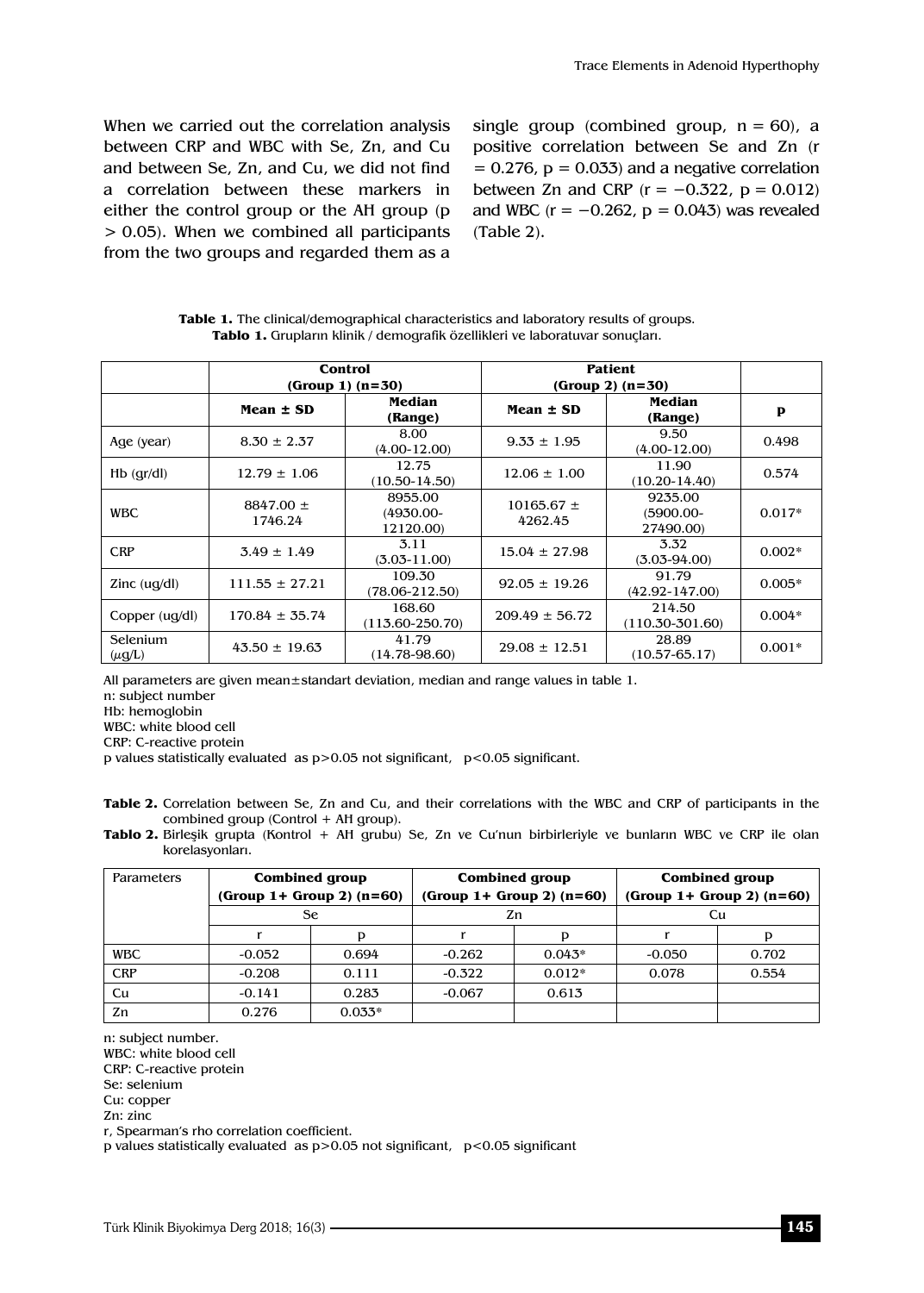When we carried out the correlation analysis between CRP and WBC with Se, Zn, and Cu and between Se, Zn, and Cu, we did not find a correlation between these markers in either the control group or the AH group ($p > 0.05$). When we combined all participants from the two groups and regarded them as a single group (combined group, $n = 60$), a positive correlation between Se and Zn ($r = 0.276$, $p = 0.033$) and a negative correlation between Zn and CRP ($r = -0.322$, $p = 0.012$) and WBC ($r = -0.262$, $p = 0.043$) was revealed (Table 2).

**Table 1.** The clinical/demographical characteristics and laboratory results of groups.
**Tablo 1.** Grupların klinik / demografik özellikleri ve laboratuvar sonuçları.

| | **Control (Group 1) (n=30)** | | **Patient (Group 2) (n=30)** | | |
|---|---|---|---|---|---|
| | **Mean ± SD** | **Median (Range)** | **Mean ± SD** | **Median (Range)** | **p** |
| Age (year) | 8.30 ± 2.37 | 8.00 (4.00-12.00) | 9.33 ± 1.95 | 9.50 (4.00-12.00) | 0.498 |
| Hb (gr/dl) | 12.79 ± 1.06 | 12.75 (10.50-14.50) | 12.06 ± 1.00 | 11.90 (10.20-14.40) | 0.574 |
| WBC | 8847.00 ± 1746.24 | 8955.00 (4930.00-12120.00) | 10165.67 ± 4262.45 | 9235.00 (5900.00-27490.00) | 0.017* |
| CRP | 3.49 ± 1.49 | 3.11 (3.03-11.00) | 15.04 ± 27.98 | 3.32 (3.03-94.00) | 0.002* |
| Zinc (ug/dl) | 111.55 ± 27.21 | 109.30 (78.06-212.50) | 92.05 ± 19.26 | 91.79 (42.92-147.00) | 0.005* |
| Copper (ug/dl) | 170.84 ± 35.74 | 168.60 (113.60-250.70) | 209.49 ± 56.72 | 214.50 (110.30-301.60) | 0.004* |
| Selenium (μg/L) | 43.50 ± 19.63 | 41.79 (14.78-98.60) | 29.08 ± 12.51 | 28.89 (10.57-65.17) | 0.001* |

All parameters are given mean±standart deviation, median and range values in table 1.
n: subject number
Hb: hemoglobin
WBC: white blood cell
CRP: C-reactive protein
p values statistically evaluated as p>0.05 not significant, p<0.05 significant.

**Table 2.** Correlation between Se, Zn and Cu, and their correlations with the WBC and CRP of participants in the combined group (Control + AH group).
**Tablo 2.** Birleşik grupta (Kontrol + AH grubu) Se, Zn ve Cu'nun birbirleriyle ve bunların WBC ve CRP ile olan korelasyonları.

| Parameters | **Combined group (Group 1+ Group 2) (n=60)** | | **Combined group (Group 1+ Group 2) (n=60)** | | **Combined group (Group 1+ Group 2) (n=60)** | |
|---|---|---|---|---|---|---|
| | Se | | Zn | | Cu | |
| | r | p | r | p | r | p |
| WBC | -0.052 | 0.694 | -0.262 | 0.043* | -0.050 | 0.702 |
| CRP | -0.208 | 0.111 | -0.322 | 0.012* | 0.078 | 0.554 |
| Cu | -0.141 | 0.283 | -0.067 | 0.613 | | |
| Zn | 0.276 | 0.033* | | | | |

n: subject number.
WBC: white blood cell
CRP: C-reactive protein
Se: selenium
Cu: copper
Zn: zinc
r, Spearman's rho correlation coefficient.
p values statistically evaluated as p>0.05 not significant, p<0.05 significant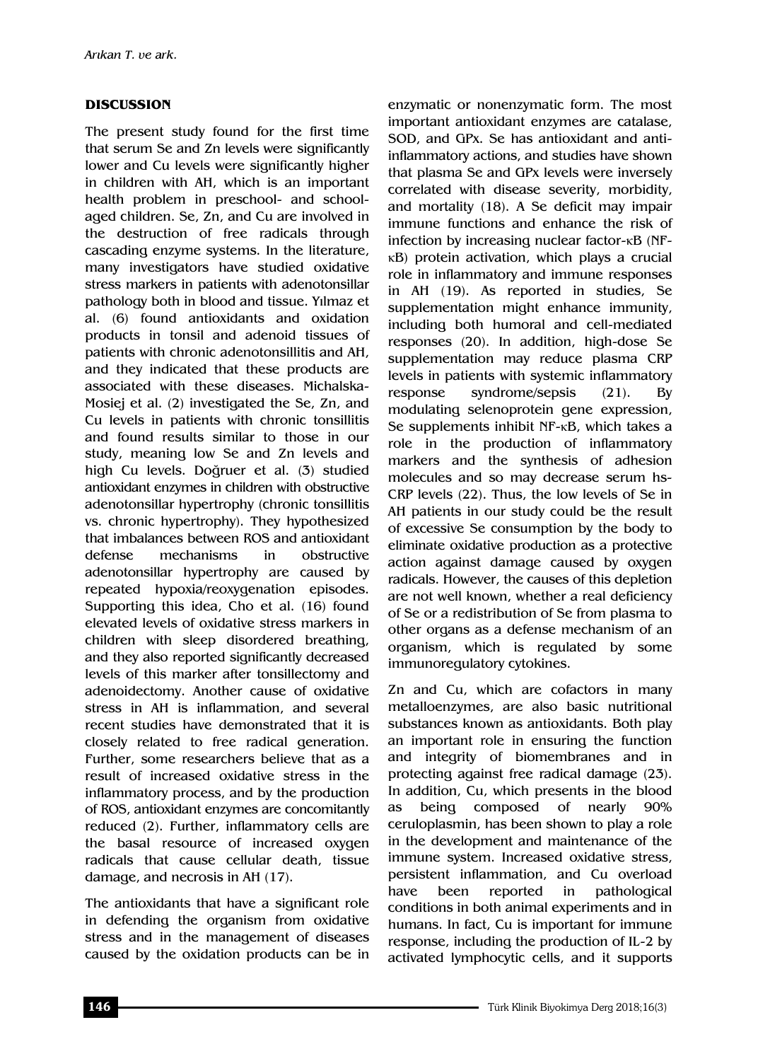## DISCUSSION

The present study found for the first time that serum Se and Zn levels were significantly lower and Cu levels were significantly higher in children with AH, which is an important health problem in preschool- and school-aged children. Se, Zn, and Cu are involved in the destruction of free radicals through cascading enzyme systems. In the literature, many investigators have studied oxidative stress markers in patients with adenotonsillar pathology both in blood and tissue. Yılmaz et al. (6) found antioxidants and oxidation products in tonsil and adenoid tissues of patients with chronic adenotonsillitis and AH, and they indicated that these products are associated with these diseases. Michalska-Mosiej et al. (2) investigated the Se, Zn, and Cu levels in patients with chronic tonsillitis and found results similar to those in our study, meaning low Se and Zn levels and high Cu levels. Doğruer et al. (3) studied antioxidant enzymes in children with obstructive adenotonsillar hypertrophy (chronic tonsillitis vs. chronic hypertrophy). They hypothesized that imbalances between ROS and antioxidant defense mechanisms in obstructive adenotonsillar hypertrophy are caused by repeated hypoxia/reoxygenation episodes. Supporting this idea, Cho et al. (16) found elevated levels of oxidative stress markers in children with sleep disordered breathing, and they also reported significantly decreased levels of this marker after tonsillectomy and adenoidectomy. Another cause of oxidative stress in AH is inflammation, and several recent studies have demonstrated that it is closely related to free radical generation. Further, some researchers believe that as a result of increased oxidative stress in the inflammatory process, and by the production of ROS, antioxidant enzymes are concomitantly reduced (2). Further, inflammatory cells are the basal resource of increased oxygen radicals that cause cellular death, tissue damage, and necrosis in AH (17).

The antioxidants that have a significant role in defending the organism from oxidative stress and in the management of diseases caused by the oxidation products can be in enzymatic or nonenzymatic form. The most important antioxidant enzymes are catalase, SOD, and GPx. Se has antioxidant and anti-inflammatory actions, and studies have shown that plasma Se and GPx levels were inversely correlated with disease severity, morbidity, and mortality (18). A Se deficit may impair immune functions and enhance the risk of infection by increasing nuclear factor-κB (NF-κB) protein activation, which plays a crucial role in inflammatory and immune responses in AH (19). As reported in studies, Se supplementation might enhance immunity, including both humoral and cell-mediated responses (20). In addition, high-dose Se supplementation may reduce plasma CRP levels in patients with systemic inflammatory response syndrome/sepsis (21). By modulating selenoprotein gene expression, Se supplements inhibit NF-κB, which takes a role in the production of inflammatory markers and the synthesis of adhesion molecules and so may decrease serum hs-CRP levels (22). Thus, the low levels of Se in AH patients in our study could be the result of excessive Se consumption by the body to eliminate oxidative production as a protective action against damage caused by oxygen radicals. However, the causes of this depletion are not well known, whether a real deficiency of Se or a redistribution of Se from plasma to other organs as a defense mechanism of an organism, which is regulated by some immunoregulatory cytokines.

Zn and Cu, which are cofactors in many metalloenzymes, are also basic nutritional substances known as antioxidants. Both play an important role in ensuring the function and integrity of biomembranes and in protecting against free radical damage (23). In addition, Cu, which presents in the blood as being composed of nearly 90% ceruloplasmin, has been shown to play a role in the development and maintenance of the immune system. Increased oxidative stress, persistent inflammation, and Cu overload have been reported in pathological conditions in both animal experiments and in humans. In fact, Cu is important for immune response, including the production of IL-2 by activated lymphocytic cells, and it supports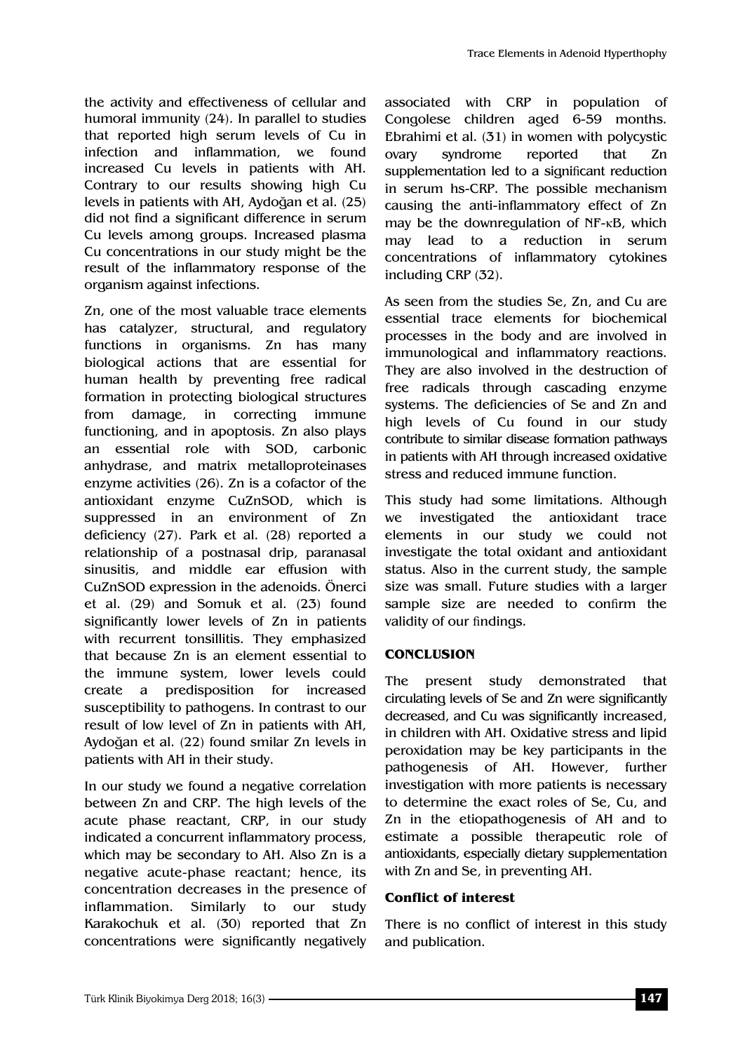the activity and effectiveness of cellular and humoral immunity (24). In parallel to studies that reported high serum levels of Cu in infection and inflammation, we found increased Cu levels in patients with AH. Contrary to our results showing high Cu levels in patients with AH, Aydoğan et al. (25) did not find a significant difference in serum Cu levels among groups. Increased plasma Cu concentrations in our study might be the result of the inflammatory response of the organism against infections.

Zn, one of the most valuable trace elements has catalyzer, structural, and regulatory functions in organisms. Zn has many biological actions that are essential for human health by preventing free radical formation in protecting biological structures from damage, in correcting immune functioning, and in apoptosis. Zn also plays an essential role with SOD, carbonic anhydrase, and matrix metalloproteinases enzyme activities (26). Zn is a cofactor of the antioxidant enzyme CuZnSOD, which is suppressed in an environment of Zn deficiency (27). Park et al. (28) reported a relationship of a postnasal drip, paranasal sinusitis, and middle ear effusion with CuZnSOD expression in the adenoids. Önerci et al. (29) and Somuk et al. (23) found significantly lower levels of Zn in patients with recurrent tonsillitis. They emphasized that because Zn is an element essential to the immune system, lower levels could create a predisposition for increased susceptibility to pathogens. In contrast to our result of low level of Zn in patients with AH, Aydoğan et al. (22) found smilar Zn levels in patients with AH in their study.

In our study we found a negative correlation between Zn and CRP. The high levels of the acute phase reactant, CRP, in our study indicated a concurrent inflammatory process, which may be secondary to AH. Also Zn is a negative acute-phase reactant; hence, its concentration decreases in the presence of inflammation. Similarly to our study Karakochuk et al. (30) reported that Zn concentrations were significantly negatively associated with CRP in population of Congolese children aged 6-59 months. Ebrahimi et al. (31) in women with polycystic ovary syndrome reported that Zn supplementation led to a significant reduction in serum hs-CRP. The possible mechanism causing the anti-inflammatory effect of Zn may be the downregulation of NF-κB, which may lead to a reduction in serum concentrations of inflammatory cytokines including CRP (32).

As seen from the studies Se, Zn, and Cu are essential trace elements for biochemical processes in the body and are involved in immunological and inflammatory reactions. They are also involved in the destruction of free radicals through cascading enzyme systems. The deficiencies of Se and Zn and high levels of Cu found in our study contribute to similar disease formation pathways in patients with AH through increased oxidative stress and reduced immune function.

This study had some limitations. Although we investigated the antioxidant trace elements in our study we could not investigate the total oxidant and antioxidant status. Also in the current study, the sample size was small. Future studies with a larger sample size are needed to confirm the validity of our findings.

## CONCLUSION

The present study demonstrated that circulating levels of Se and Zn were significantly decreased, and Cu was significantly increased, in children with AH. Oxidative stress and lipid peroxidation may be key participants in the pathogenesis of AH. However, further investigation with more patients is necessary to determine the exact roles of Se, Cu, and Zn in the etiopathogenesis of AH and to estimate a possible therapeutic role of antioxidants, especially dietary supplementation with Zn and Se, in preventing AH.

### Conflict of interest

There is no conflict of interest in this study and publication.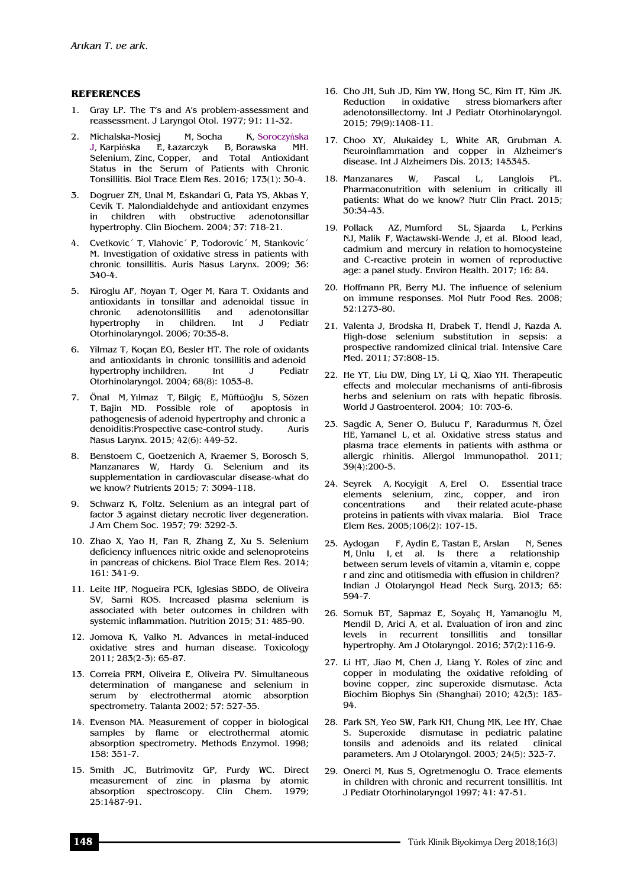## REFERENCES

1. Gray LP. The T's and A's problem-assessment and reassessment. J Laryngol Otol. 1977; 91: 11-32.
2. Michalska-Mosiej M, Socha K, Soroczyńska J, Karpińska E, Łazarczyk B, Borawska MH. Selenium, Zinc, Copper, and Total Antioxidant Status in the Serum of Patients with Chronic Tonsillitis. Biol Trace Elem Res. 2016; 173(1): 30-4.
3. Dogruer ZN, Unal M, Eskandari G, Pata YS, Akbas Y, Cevik T. Malondialdehyde and antioxidant enzymes in children with obstructive adenotonsillar hypertrophy. Clin Biochem. 2004; 37: 718-21.
4. Cvetkovic´ T, Vlahovic´ P, Todorovic´ M, Stankovic´ M. Investigation of oxidative stress in patients with chronic tonsillitis. Auris Nasus Larynx. 2009; 36: 340-4.
5. Kiroglu AF, Noyan T, Oger M, Kara T. Oxidants and antioxidants in tonsillar and adenoidal tissue in chronic adenotonsillitis and adenotonsillar hypertrophy in children. Int J Pediatr Otorhinolaryngol. 2006; 70:35-8.
6. Yilmaz T, Koçan EG, Besler HT. The role of oxidants and antioxidants in chronic tonsillitis and adenoid hypertrophy inchildren. Int J Pediatr Otorhinolaryngol. 2004; 68(8): 1053-8.
7. Önal M, Yılmaz T, Bilgiç E, Müftüoğlu S, Sözen T, Bajin MD. Possible role of apoptosis in pathogenesis of adenoid hypertrophy and chronic a denoiditis:Prospective case-control study. Auris Nasus Larynx. 2015; 42(6): 449-52.
8. Benstoem C, Goetzenich A, Kraemer S, Borosch S, Manzanares W, Hardy G. Selenium and its supplementation in cardiovascular disease-what do we know? Nutrients 2015; 7: 3094-118.
9. Schwarz K, Foltz. Selenium as an integral part of factor 3 against dietary necrotic liver degeneration. J Am Chem Soc. 1957; 79: 3292-3.
10. Zhao X, Yao H, Fan R, Zhang Z, Xu S. Selenium deficiency influences nitric oxide and selenoproteins in pancreas of chickens. Biol Trace Elem Res. 2014; 161: 341-9.
11. Leite HP, Nogueira PCK, Iglesias SBDO, de Oliveira SV, Sarni ROS. Increased plasma selenium is associated with beter outcomes in children with systemic inflammation. Nutrition 2015; 31: 485-90.
12. Jomova K, Valko M. Advances in metal-induced oxidative stres and human disease. Toxicology 2011; 283(2-3): 65-87.
13. Correia PRM, Oliveira E, Oliveira PV. Simultaneous determination of manganese and selenium in serum by electrothermal atomic absorption spectrometry. Talanta 2002; 57: 527-35.
14. Evenson MA. Measurement of copper in biological samples by flame or electrothermal atomic absorption spectrometry. Methods Enzymol. 1998; 158: 351-7.
15. Smith JC, Butrimovitz GP, Purdy WC. Direct measurement of zinc in plasma by atomic absorption spectroscopy. Clin Chem. 1979; 25:1487-91.
16. Cho JH, Suh JD, Kim YW, Hong SC, Kim IT, Kim JK. Reduction in oxidative stress biomarkers after adenotonsillectomy. Int J Pediatr Otorhinolaryngol. 2015; 79(9):1408-11.
17. Choo XY, Alukaidey L, White AR, Grubman A. Neuroinflammation and copper in Alzheimer's disease. Int J Alzheimers Dis. 2013; 145345.
18. Manzanares W, Pascal L, Langlois PL. Pharmaconutrition with selenium in critically ill patients: What do we know? Nutr Clin Pract. 2015; 30:34-43.
19. Pollack AZ, Mumford SL, Sjaarda L, Perkins NJ, Malik F, Wactawski-Wende J, et al. Blood lead, cadmium and mercury in relation to homocysteine and C-reactive protein in women of reproductive age: a panel study. Environ Health. 2017; 16: 84.
20. Hoffmann PR, Berry MJ. The influence of selenium on immune responses. Mol Nutr Food Res. 2008; 52:1273-80.
21. Valenta J, Brodska H, Drabek T, Hendl J, Kazda A. High-dose selenium substitution in sepsis: a prospective randomized clinical trial. Intensive Care Med. 2011; 37:808-15.
22. He YT, Liu DW, Ding LY, Li Q, Xiao YH. Therapeutic effects and molecular mechanisms of anti-fibrosis herbs and selenium on rats with hepatic fibrosis. World J Gastroenterol. 2004; 10: 703-6.
23. Sagdic A, Sener O, Bulucu F, Karadurmus N, Özel HE, Yamanel L, et al. Oxidative stress status and plasma trace elements in patients with asthma or allergic rhinitis. Allergol Immunopathol. 2011; 39(4):200-5.
24. Seyrek A, Kocyigit A, Erel O. Essential trace elements selenium, zinc, copper, and iron concentrations and their related acute-phase proteins in patients with vivax malaria. Biol Trace Elem Res. 2005;106(2): 107-15.
25. Aydogan F, Aydin E, Tastan E, Arslan N, Senes M, Unlu I, et al. Is there a relationship between serum levels of vitamin a, vitamin e, coppe r and zinc and otitismedia with effusion in children? Indian J Otolaryngol Head Neck Surg. 2013; 65: 594-7.
26. Somuk BT, Sapmaz E, Soyalıç H, Yamanoğlu M, Mendil D, Arici A, et al. Evaluation of iron and zinc levels in recurrent tonsillitis and tonsillar hypertrophy. Am J Otolaryngol. 2016; 37(2):116-9.
27. Li HT, Jiao M, Chen J, Liang Y. Roles of zinc and copper in modulating the oxidative refolding of bovine copper, zinc superoxide dismutase. Acta Biochim Biophys Sin (Shanghai) 2010; 42(3): 183-94.
28. Park SN, Yeo SW, Park KH, Chung MK, Lee HY, Chae S. Superoxide dismutase in pediatric palatine tonsils and adenoids and its related clinical parameters. Am J Otolaryngol. 2003; 24(5): 323-7.
29. Onerci M, Kus S, Ogretmenoglu O. Trace elements in children with chronic and recurrent tonsillitis. Int J Pediatr Otorhinolaryngol 1997; 41: 47-51.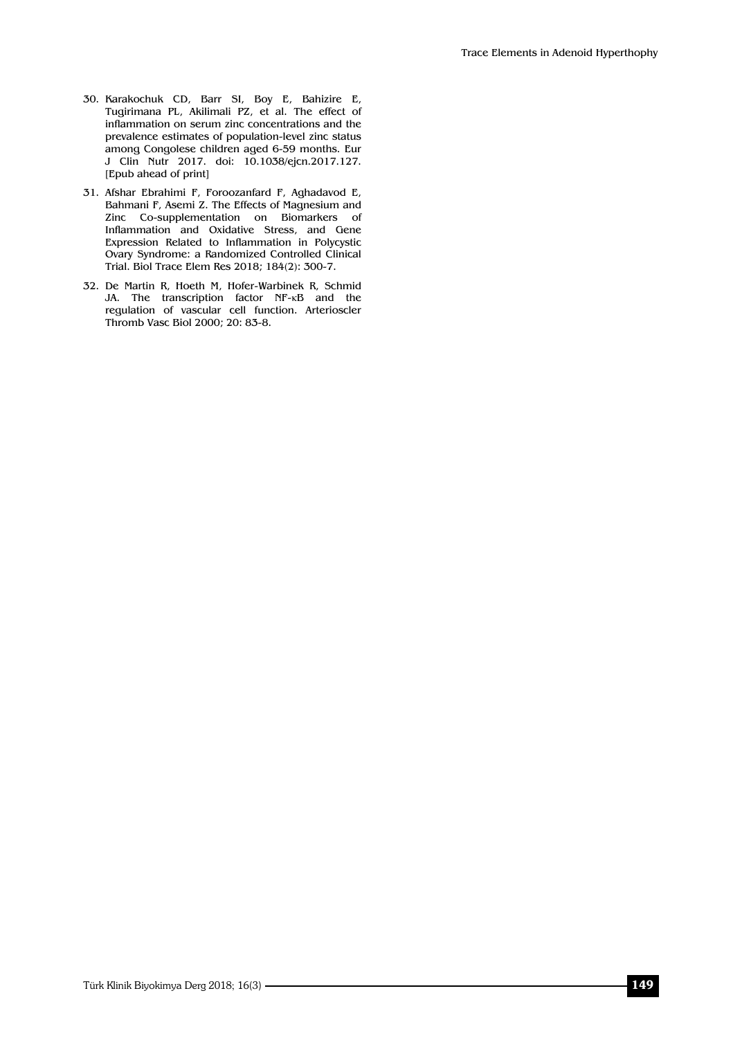30. Karakochuk CD, Barr SI, Boy E, Bahizire E, Tugirimana PL, Akilimali PZ, et al. The effect of inflammation on serum zinc concentrations and the prevalence estimates of population-level zinc status among Congolese children aged 6-59 months. Eur J Clin Nutr 2017. doi: 10.1038/ejcn.2017.127. [Epub ahead of print]

31. Afshar Ebrahimi F, Foroozanfard F, Aghadavod E, Bahmani F, Asemi Z. The Effects of Magnesium and Zinc Co-supplementation on Biomarkers of Inflammation and Oxidative Stress, and Gene Expression Related to Inflammation in Polycystic Ovary Syndrome: a Randomized Controlled Clinical Trial. Biol Trace Elem Res 2018; 184(2): 300-7.

32. De Martin R, Hoeth M, Hofer-Warbinek R, Schmid JA. The transcription factor NF-κB and the regulation of vascular cell function. Arterioscler Thromb Vasc Biol 2000; 20: 83-8.